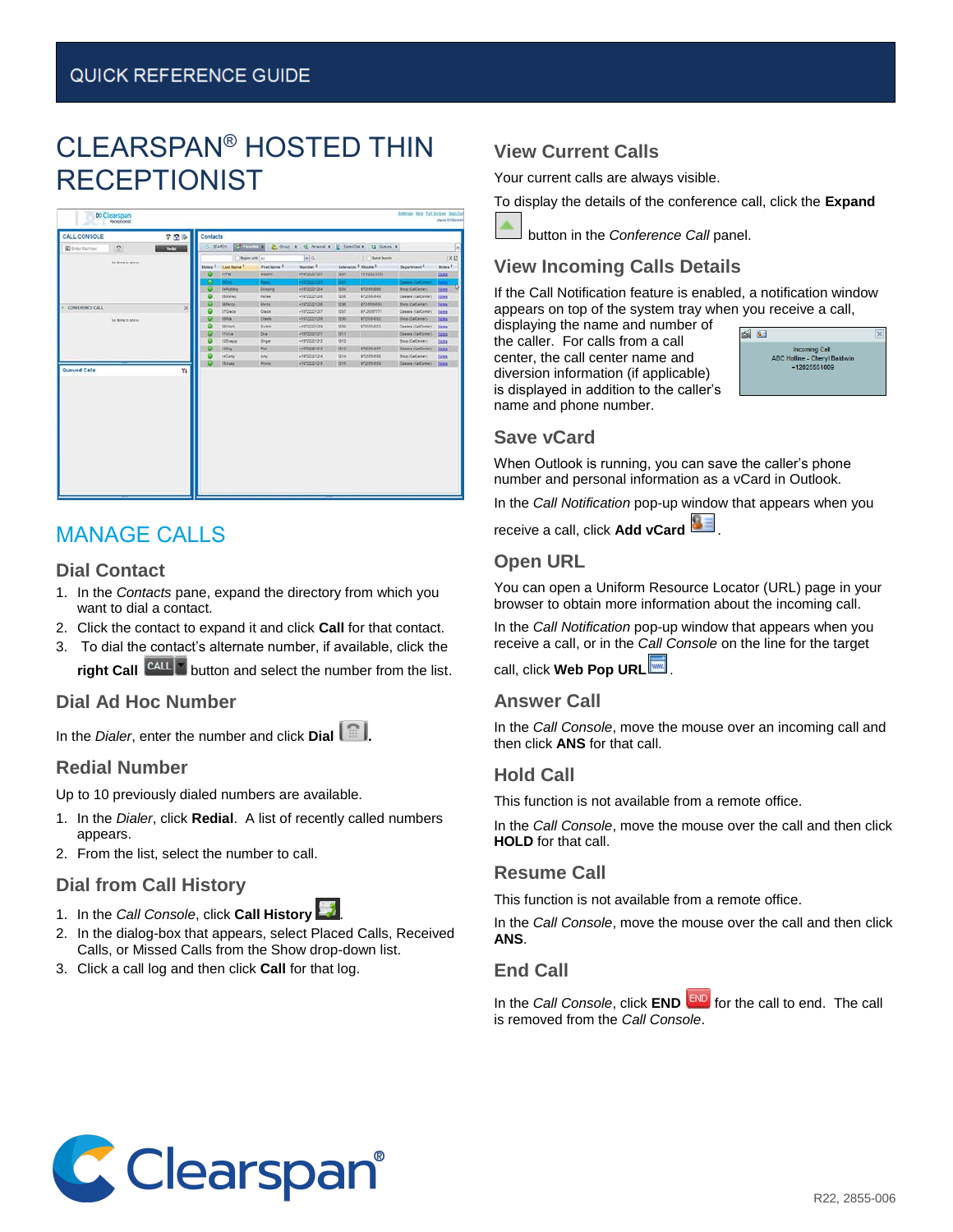QUICK REFERENCE GUIDE

# CLEARSPAN® HOSTED THIN RECEPTIONIST

## MANAGE CALLS

### Dial Contact

1. In the *Contacts* pane, expand the directory from which you want to dial a contact.
2. Click the contact to expand it and click **Call** for that contact.
3. To dial the contact's alternate number, if available, click the **right Call** button and select the number from the list.

### Dial Ad Hoc Number

In the *Dialer*, enter the number and click **Dial**.

### Redial Number

Up to 10 previously dialed numbers are available.

1. In the *Dialer*, click **Redial**. A list of recently called numbers appears.
2. From the list, select the number to call.

### Dial from Call History

1. In the *Call Console*, click **Call History**.
2. In the dialog-box that appears, select Placed Calls, Received Calls, or Missed Calls from the Show drop-down list.
3. Click a call log and then click **Call** for that log.

### View Current Calls

Your current calls are always visible.

To display the details of the conference call, click the **Expand** button in the *Conference Call* panel.

### View Incoming Calls Details

If the Call Notification feature is enabled, a notification window appears on top of the system tray when you receive a call, displaying the name and number of the caller. For calls from a call center, the call center name and diversion information (if applicable) is displayed in addition to the caller's name and phone number.

### Save vCard

When Outlook is running, you can save the caller's phone number and personal information as a vCard in Outlook.

In the *Call Notification* pop-up window that appears when you receive a call, click **Add vCard**.

### Open URL

You can open a Uniform Resource Locator (URL) page in your browser to obtain more information about the incoming call.

In the *Call Notification* pop-up window that appears when you receive a call, or in the *Call Console* on the line for the target call, click **Web Pop URL**.

### Answer Call

In the *Call Console*, move the mouse over an incoming call and then click **ANS** for that call.

### Hold Call

This function is not available from a remote office.

In the *Call Console*, move the mouse over the call and then click **HOLD** for that call.

### Resume Call

This function is not available from a remote office.

In the *Call Console*, move the mouse over the call and then click **ANS**.

### End Call

In the *Call Console*, click **END** for the call to end. The call is removed from the *Call Console*.

R22, 2855-006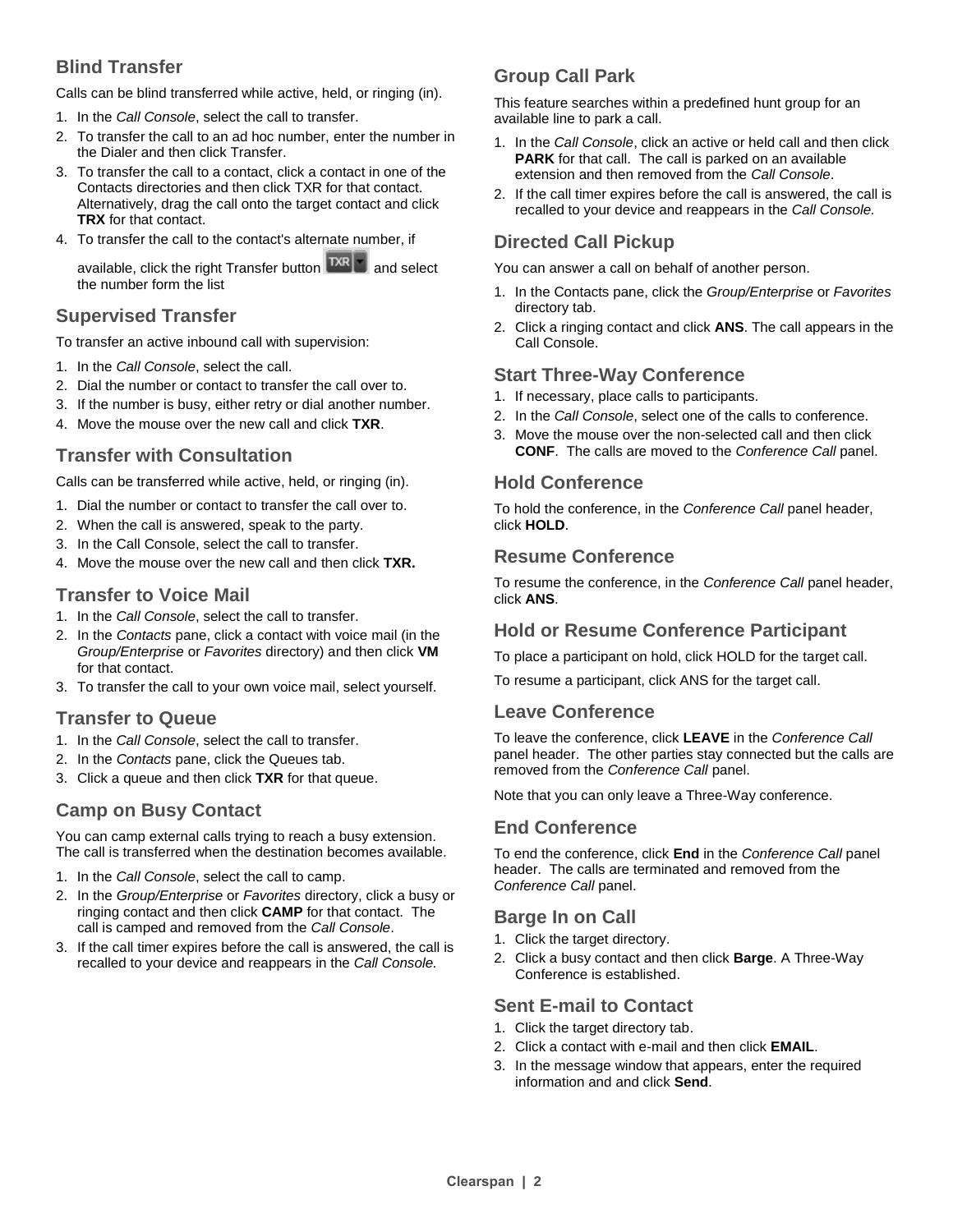## Blind Transfer

Calls can be blind transferred while active, held, or ringing (in).

1. In the *Call Console*, select the call to transfer.
2. To transfer the call to an ad hoc number, enter the number in the Dialer and then click Transfer.
3. To transfer the call to a contact, click a contact in one of the Contacts directories and then click TXR for that contact. Alternatively, drag the call onto the target contact and click **TRX** for that contact.
4. To transfer the call to the contact's alternate number, if available, click the right Transfer button TXR and select the number form the list

## Supervised Transfer

To transfer an active inbound call with supervision:

1. In the *Call Console*, select the call.
2. Dial the number or contact to transfer the call over to.
3. If the number is busy, either retry or dial another number.
4. Move the mouse over the new call and click **TXR**.

## Transfer with Consultation

Calls can be transferred while active, held, or ringing (in).

1. Dial the number or contact to transfer the call over to.
2. When the call is answered, speak to the party.
3. In the Call Console, select the call to transfer.
4. Move the mouse over the new call and then click **TXR.**

## Transfer to Voice Mail

1. In the *Call Console*, select the call to transfer.
2. In the *Contacts* pane, click a contact with voice mail (in the *Group/Enterprise* or *Favorites* directory) and then click **VM** for that contact.
3. To transfer the call to your own voice mail, select yourself.

## Transfer to Queue

1. In the *Call Console*, select the call to transfer.
2. In the *Contacts* pane, click the Queues tab.
3. Click a queue and then click **TXR** for that queue.

## Camp on Busy Contact

You can camp external calls trying to reach a busy extension. The call is transferred when the destination becomes available.

1. In the *Call Console*, select the call to camp.
2. In the *Group/Enterprise* or *Favorites* directory, click a busy or ringing contact and then click **CAMP** for that contact. The call is camped and removed from the *Call Console*.
3. If the call timer expires before the call is answered, the call is recalled to your device and reappears in the *Call Console.*

## Group Call Park

This feature searches within a predefined hunt group for an available line to park a call.

1. In the *Call Console*, click an active or held call and then click **PARK** for that call. The call is parked on an available extension and then removed from the *Call Console*.
2. If the call timer expires before the call is answered, the call is recalled to your device and reappears in the *Call Console.*

## Directed Call Pickup

You can answer a call on behalf of another person.

1. In the Contacts pane, click the *Group/Enterprise* or *Favorites* directory tab.
2. Click a ringing contact and click **ANS**. The call appears in the Call Console.

## Start Three-Way Conference

1. If necessary, place calls to participants.
2. In the *Call Console*, select one of the calls to conference.
3. Move the mouse over the non-selected call and then click **CONF**. The calls are moved to the *Conference Call* panel.

## Hold Conference

To hold the conference, in the *Conference Call* panel header, click **HOLD**.

## Resume Conference

To resume the conference, in the *Conference Call* panel header, click **ANS**.

## Hold or Resume Conference Participant

To place a participant on hold, click HOLD for the target call.

To resume a participant, click ANS for the target call.

## Leave Conference

To leave the conference, click **LEAVE** in the *Conference Call* panel header. The other parties stay connected but the calls are removed from the *Conference Call* panel.

Note that you can only leave a Three-Way conference.

## End Conference

To end the conference, click **End** in the *Conference Call* panel header. The calls are terminated and removed from the *Conference Call* panel.

## Barge In on Call

1. Click the target directory.
2. Click a busy contact and then click **Barge**. A Three-Way Conference is established.

## Sent E-mail to Contact

1. Click the target directory tab.
2. Click a contact with e-mail and then click **EMAIL**.
3. In the message window that appears, enter the required information and and click **Send**.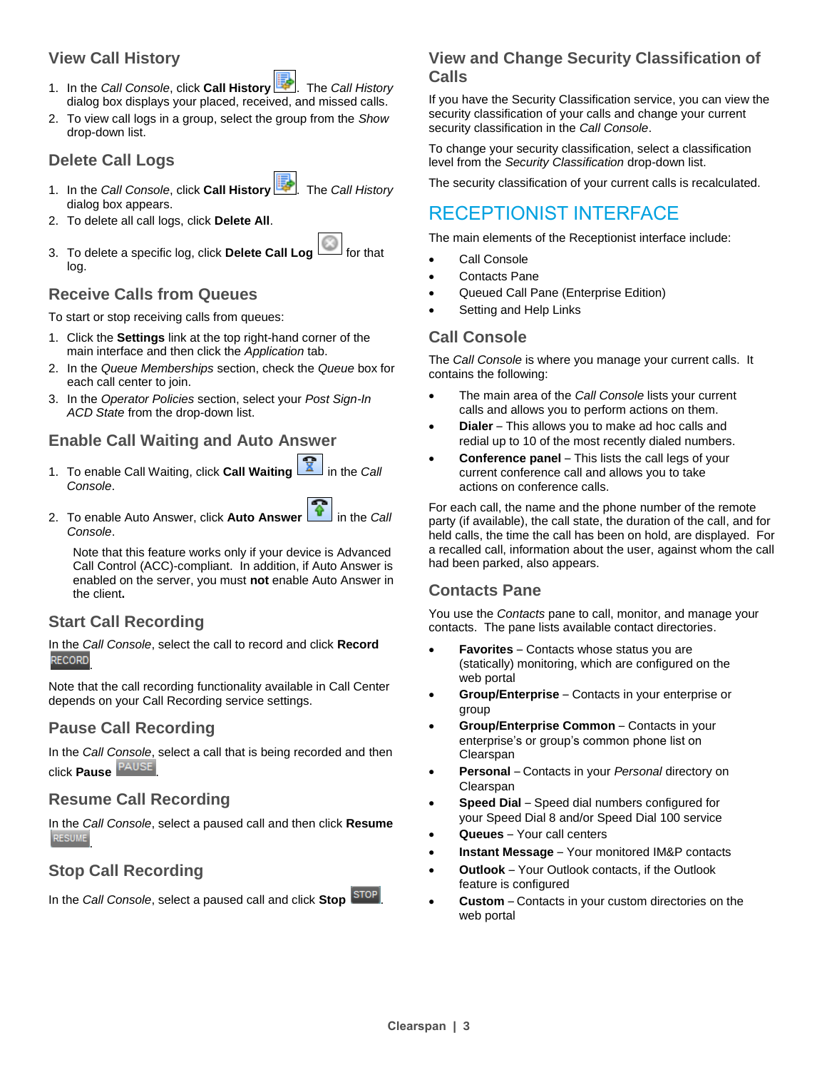## View Call History

1. In the *Call Console*, click **Call History**. The *Call History* dialog box displays your placed, received, and missed calls.
2. To view call logs in a group, select the group from the *Show* drop-down list.

## Delete Call Logs

1. In the *Call Console*, click **Call History**. The *Call History* dialog box appears.
2. To delete all call logs, click **Delete All**.
3. To delete a specific log, click **Delete Call Log** for that log.

## Receive Calls from Queues

To start or stop receiving calls from queues:

1. Click the **Settings** link at the top right-hand corner of the main interface and then click the *Application* tab.
2. In the *Queue Memberships* section, check the *Queue* box for each call center to join.
3. In the *Operator Policies* section, select your *Post Sign-In ACD State* from the drop-down list.

## Enable Call Waiting and Auto Answer

1. To enable Call Waiting, click **Call Waiting** in the *Call Console*.
2. To enable Auto Answer, click **Auto Answer** in the *Call Console*.

   Note that this feature works only if your device is Advanced Call Control (ACC)-compliant. In addition, if Auto Answer is enabled on the server, you must **not** enable Auto Answer in the client**.**

## Start Call Recording

In the *Call Console*, select the call to record and click **Record** RECORD.

Note that the call recording functionality available in Call Center depends on your Call Recording service settings.

## Pause Call Recording

In the *Call Console*, select a call that is being recorded and then click **Pause** PAUSE.

## Resume Call Recording

In the *Call Console*, select a paused call and then click **Resume** RESUME.

## Stop Call Recording

In the *Call Console*, select a paused call and click **Stop** STOP.

## View and Change Security Classification of Calls

If you have the Security Classification service, you can view the security classification of your calls and change your current security classification in the *Call Console*.

To change your security classification, select a classification level from the *Security Classification* drop-down list.

The security classification of your current calls is recalculated.

# RECEPTIONIST INTERFACE

The main elements of the Receptionist interface include:

- Call Console
- Contacts Pane
- Queued Call Pane (Enterprise Edition)
- Setting and Help Links

## Call Console

The *Call Console* is where you manage your current calls. It contains the following:

- The main area of the *Call Console* lists your current calls and allows you to perform actions on them.
- **Dialer** – This allows you to make ad hoc calls and redial up to 10 of the most recently dialed numbers.
- **Conference panel** – This lists the call legs of your current conference call and allows you to take actions on conference calls.

For each call, the name and the phone number of the remote party (if available), the call state, the duration of the call, and for held calls, the time the call has been on hold, are displayed. For a recalled call, information about the user, against whom the call had been parked, also appears.

## Contacts Pane

You use the *Contacts* pane to call, monitor, and manage your contacts. The pane lists available contact directories.

- **Favorites** – Contacts whose status you are (statically) monitoring, which are configured on the web portal
- **Group/Enterprise** – Contacts in your enterprise or group
- **Group/Enterprise Common** – Contacts in your enterprise's or group's common phone list on Clearspan
- **Personal** – Contacts in your *Personal* directory on Clearspan
- **Speed Dial** – Speed dial numbers configured for your Speed Dial 8 and/or Speed Dial 100 service
- **Queues** – Your call centers
- **Instant Message** – Your monitored IM&P contacts
- **Outlook** – Your Outlook contacts, if the Outlook feature is configured
- **Custom** – Contacts in your custom directories on the web portal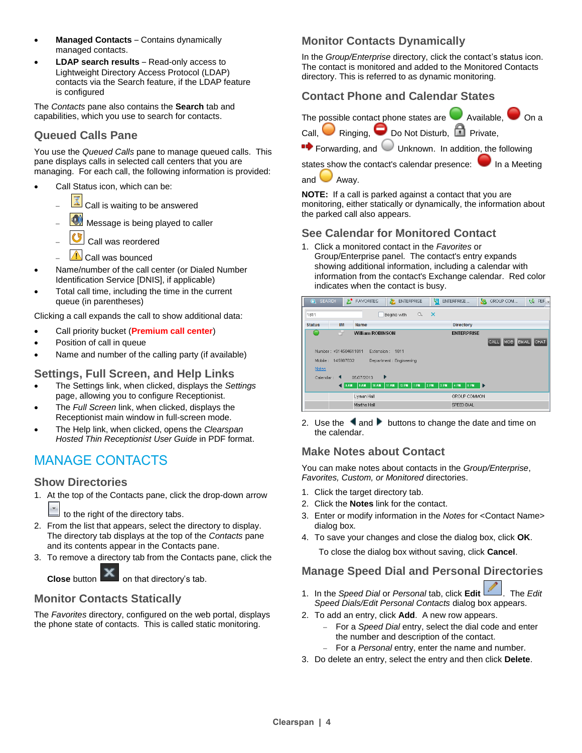- **Managed Contacts** – Contains dynamically managed contacts.
- **LDAP search results** – Read-only access to Lightweight Directory Access Protocol (LDAP) contacts via the Search feature, if the LDAP feature is configured

The *Contacts* pane also contains the **Search** tab and capabilities, which you use to search for contacts.

## Queued Calls Pane

You use the *Queued Calls* pane to manage queued calls. This pane displays calls in selected call centers that you are managing. For each call, the following information is provided:

- Call Status icon, which can be:
  - Call is waiting to be answered
  - Message is being played to caller
  - Call was reordered
  - Call was bounced
- Name/number of the call center (or Dialed Number Identification Service [DNIS], if applicable)
- Total call time, including the time in the current queue (in parentheses)

Clicking a call expands the call to show additional data:

- Call priority bucket (**Premium call center**)
- Position of call in queue
- Name and number of the calling party (if available)

## Settings, Full Screen, and Help Links

- The Settings link, when clicked, displays the *Settings* page, allowing you to configure Receptionist.
- The *Full Screen* link, when clicked, displays the Receptionist main window in full-screen mode.
- The Help link, when clicked, opens the *Clearspan Hosted Thin Receptionist User Guide* in PDF format.

# MANAGE CONTACTS

## Show Directories

1. At the top of the Contacts pane, click the drop-down arrow to the right of the directory tabs.
2. From the list that appears, select the directory to display. The directory tab displays at the top of the *Contacts* pane and its contents appear in the Contacts pane.
3. To remove a directory tab from the Contacts pane, click the **Close** button on that directory's tab.

## Monitor Contacts Statically

The *Favorites* directory, configured on the web portal, displays the phone state of contacts. This is called static monitoring.

## Monitor Contacts Dynamically

In the *Group/Enterprise* directory, click the contact's status icon. The contact is monitored and added to the Monitored Contacts directory. This is referred to as dynamic monitoring.

## Contact Phone and Calendar States

The possible contact phone states are Available, On a Call, Ringing, Do Not Disturb, Private, Forwarding, and Unknown. In addition, the following states show the contact's calendar presence: In a Meeting and Away.

**NOTE:** If a call is parked against a contact that you are monitoring, either statically or dynamically, the information about the parked call also appears.

## See Calendar for Monitored Contact

1. Click a monitored contact in the *Favorites* or Group/Enterprise panel. The contact's entry expands showing additional information, including a calendar with information from the contact's Exchange calendar. Red color indicates when the contact is busy.
2. Use the and buttons to change the date and time on the calendar.

## Make Notes about Contact

You can make notes about contacts in the *Group/Enterprise*, *Favorites, Custom, or Monitored* directories.

1. Click the target directory tab.
2. Click the **Notes** link for the contact.
3. Enter or modify information in the *Notes* for <Contact Name> dialog box.
4. To save your changes and close the dialog box, click **OK**.

   To close the dialog box without saving, click **Cancel**.

## Manage Speed Dial and Personal Directories

1. In the *Speed Dial* or *Personal* tab, click **Edit**. The *Edit Speed Dials/Edit Personal Contacts* dialog box appears.
2. To add an entry, click **Add**. A new row appears.
   - For a *Speed Dial* entry, select the dial code and enter the number and description of the contact.
   - For a *Personal* entry, enter the name and number.
3. Do delete an entry, select the entry and then click **Delete**.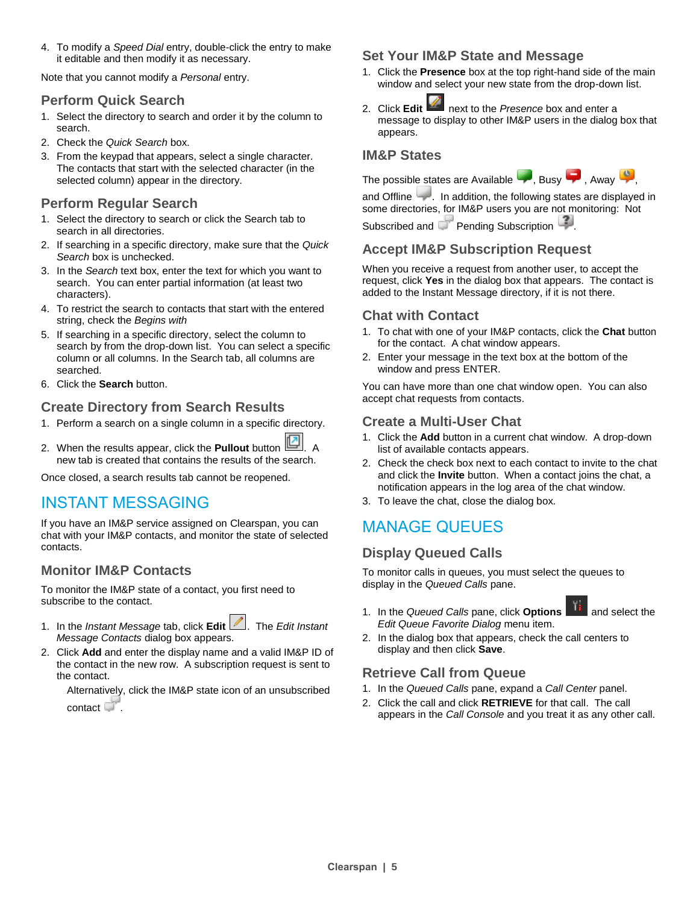4. To modify a *Speed Dial* entry, double-click the entry to make it editable and then modify it as necessary.

Note that you cannot modify a *Personal* entry.

### Perform Quick Search

1. Select the directory to search and order it by the column to search.
2. Check the *Quick Search* box.
3. From the keypad that appears, select a single character. The contacts that start with the selected character (in the selected column) appear in the directory.

### Perform Regular Search

1. Select the directory to search or click the Search tab to search in all directories.
2. If searching in a specific directory, make sure that the *Quick Search* box is unchecked.
3. In the *Search* text box, enter the text for which you want to search. You can enter partial information (at least two characters).
4. To restrict the search to contacts that start with the entered string, check the *Begins with*
5. If searching in a specific directory, select the column to search by from the drop-down list. You can select a specific column or all columns. In the Search tab, all columns are searched.
6. Click the **Search** button.

### Create Directory from Search Results

1. Perform a search on a single column in a specific directory.
2. When the results appear, click the **Pullout** button . A new tab is created that contains the results of the search.

Once closed, a search results tab cannot be reopened.

## INSTANT MESSAGING

If you have an IM&P service assigned on Clearspan, you can chat with your IM&P contacts, and monitor the state of selected contacts.

### Monitor IM&P Contacts

To monitor the IM&P state of a contact, you first need to subscribe to the contact.

1. In the *Instant Message* tab, click **Edit** . The *Edit Instant Message Contacts* dialog box appears.
2. Click **Add** and enter the display name and a valid IM&P ID of the contact in the new row. A subscription request is sent to the contact.

   Alternatively, click the IM&P state icon of an unsubscribed contact .

### Set Your IM&P State and Message

1. Click the **Presence** box at the top right-hand side of the main window and select your new state from the drop-down list.
2. Click **Edit**  next to the *Presence* box and enter a message to display to other IM&P users in the dialog box that appears.

### IM&P States

The possible states are Available , Busy , Away , and Offline . In addition, the following states are displayed in some directories, for IM&P users you are not monitoring: Not Subscribed and  Pending Subscription .

### Accept IM&P Subscription Request

When you receive a request from another user, to accept the request, click **Yes** in the dialog box that appears. The contact is added to the Instant Message directory, if it is not there.

### Chat with Contact

1. To chat with one of your IM&P contacts, click the **Chat** button for the contact. A chat window appears.
2. Enter your message in the text box at the bottom of the window and press ENTER.

You can have more than one chat window open. You can also accept chat requests from contacts.

### Create a Multi-User Chat

1. Click the **Add** button in a current chat window. A drop-down list of available contacts appears.
2. Check the check box next to each contact to invite to the chat and click the **Invite** button. When a contact joins the chat, a notification appears in the log area of the chat window.
3. To leave the chat, close the dialog box.

## MANAGE QUEUES

### Display Queued Calls

To monitor calls in queues, you must select the queues to display in the *Queued Calls* pane.

1. In the *Queued Calls* pane, click **Options**  and select the *Edit Queue Favorite Dialog* menu item.
2. In the dialog box that appears, check the call centers to display and then click **Save**.

### Retrieve Call from Queue

1. In the *Queued Calls* pane, expand a *Call Center* panel.
2. Click the call and click **RETRIEVE** for that call. The call appears in the *Call Console* and you treat it as any other call.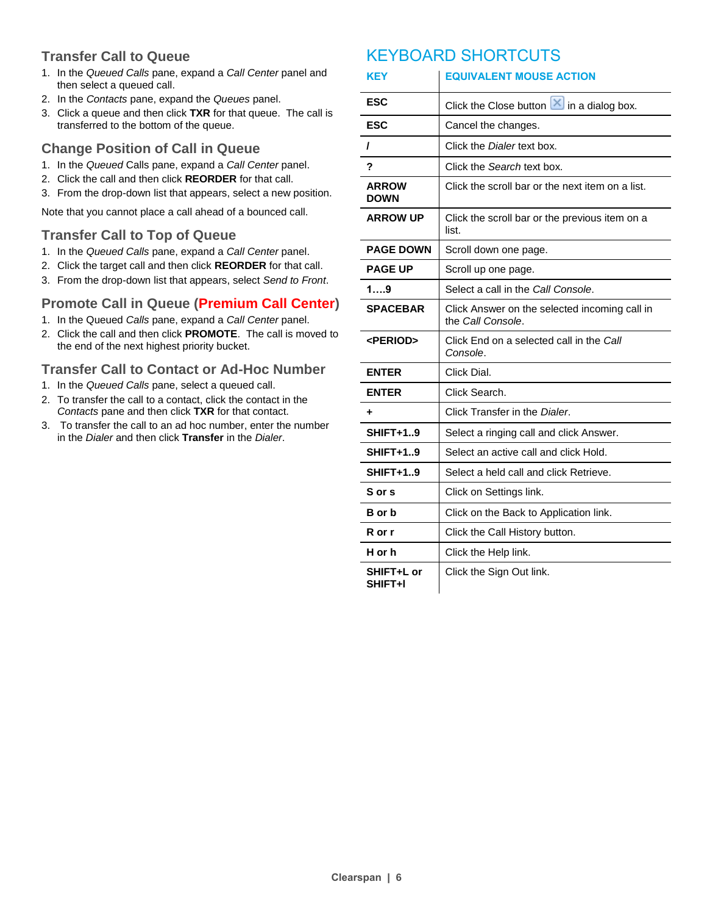### Transfer Call to Queue

1. In the *Queued Calls* pane, expand a *Call Center* panel and then select a queued call.
2. In the *Contacts* pane, expand the *Queues* panel.
3. Click a queue and then click **TXR** for that queue. The call is transferred to the bottom of the queue.

### Change Position of Call in Queue

1. In the *Queued* Calls pane, expand a *Call Center* panel.
2. Click the call and then click **REORDER** for that call.
3. From the drop-down list that appears, select a new position.

Note that you cannot place a call ahead of a bounced call.

### Transfer Call to Top of Queue

1. In the *Queued Calls* pane, expand a *Call Center* panel.
2. Click the target call and then click **REORDER** for that call.
3. From the drop-down list that appears, select *Send to Front*.

### Promote Call in Queue (Premium Call Center)

1. In the Queued *Calls* pane, expand a *Call Center* panel.
2. Click the call and then click **PROMOTE**. The call is moved to the end of the next highest priority bucket.

### Transfer Call to Contact or Ad-Hoc Number

1. In the *Queued Calls* pane, select a queued call.
2. To transfer the call to a contact, click the contact in the *Contacts* pane and then click **TXR** for that contact.
3. To transfer the call to an ad hoc number, enter the number in the *Dialer* and then click **Transfer** in the *Dialer*.

## KEYBOARD SHORTCUTS

| KEY | EQUIVALENT MOUSE ACTION |
|---|---|
| **ESC** | Click the Close button in a dialog box. |
| **ESC** | Cancel the changes. |
| **/** | Click the *Dialer* text box. |
| **?** | Click the *Search* text box. |
| **ARROW DOWN** | Click the scroll bar or the next item on a list. |
| **ARROW UP** | Click the scroll bar or the previous item on a list. |
| **PAGE DOWN** | Scroll down one page. |
| **PAGE UP** | Scroll up one page. |
| **1….9** | Select a call in the *Call Console*. |
| **SPACEBAR** | Click Answer on the selected incoming call in the *Call Console*. |
| **<PERIOD>** | Click End on a selected call in the *Call Console*. |
| **ENTER** | Click Dial. |
| **ENTER** | Click Search. |
| **+** | Click Transfer in the *Dialer*. |
| **SHIFT+1..9** | Select a ringing call and click Answer. |
| **SHIFT+1..9** | Select an active call and click Hold. |
| **SHIFT+1..9** | Select a held call and click Retrieve. |
| **S or s** | Click on Settings link. |
| **B or b** | Click on the Back to Application link. |
| **R or r** | Click the Call History button. |
| **H or h** | Click the Help link. |
| **SHIFT+L or SHIFT+l** | Click the Sign Out link. |